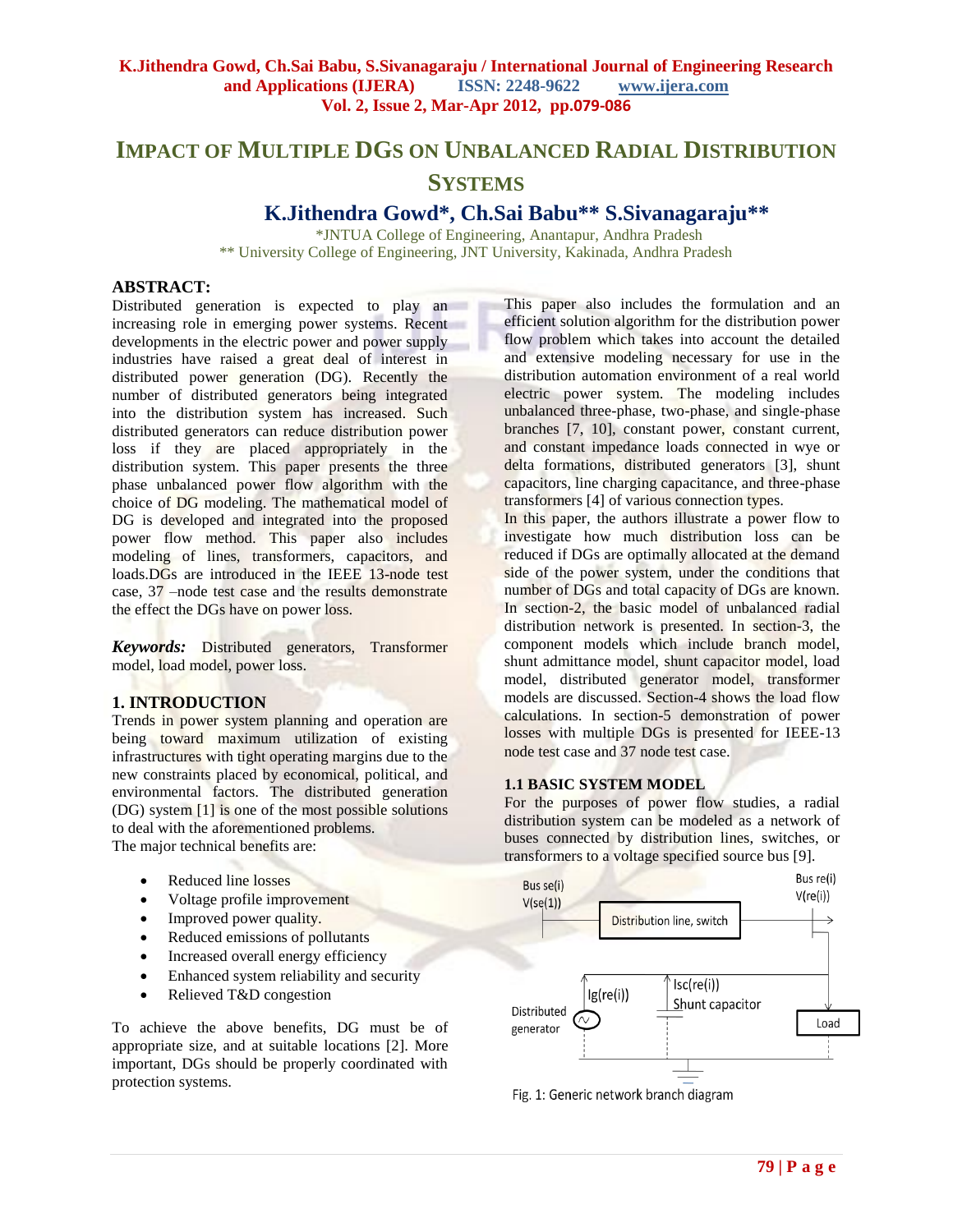# IMPACT OF MULTIPLE DGS ON UNBALANCED RADIAL DISTRIBUTION SYSTEMS

**K.Jithendra Gowd*, Ch.Sai Babu** S.Sivanagaraju****

*JNTUA College of Engineering, Anantapur, Andhra Pradesh

** University College of Engineering, JNT University, Kakinada, Andhra Pradesh

## ABSTRACT:

Distributed generation is expected to play an increasing role in emerging power systems. Recent developments in the electric power and power supply industries have raised a great deal of interest in distributed power generation (DG). Recently the number of distributed generators being integrated into the distribution system has increased. Such distributed generators can reduce distribution power loss if they are placed appropriately in the distribution system. This paper presents the three phase unbalanced power flow algorithm with the choice of DG modeling. The mathematical model of DG is developed and integrated into the proposed power flow method. This paper also includes modeling of lines, transformers, capacitors, and loads.DGs are introduced in the IEEE 13-node test case, 37 –node test case and the results demonstrate the effect the DGs have on power loss.

***Keywords:*** Distributed generators, Transformer model, load model, power loss.

## 1. INTRODUCTION

Trends in power system planning and operation are being toward maximum utilization of existing infrastructures with tight operating margins due to the new constraints placed by economical, political, and environmental factors. The distributed generation (DG) system [1] is one of the most possible solutions to deal with the aforementioned problems.

The major technical benefits are:

- Reduced line losses
- Voltage profile improvement
- Improved power quality.
- Reduced emissions of pollutants
- Increased overall energy efficiency
- Enhanced system reliability and security
- Relieved T&D congestion

To achieve the above benefits, DG must be of appropriate size, and at suitable locations [2]. More important, DGs should be properly coordinated with protection systems.

This paper also includes the formulation and an efficient solution algorithm for the distribution power flow problem which takes into account the detailed and extensive modeling necessary for use in the distribution automation environment of a real world electric power system. The modeling includes unbalanced three-phase, two-phase, and single-phase branches [7, 10], constant power, constant current, and constant impedance loads connected in wye or delta formations, distributed generators [3], shunt capacitors, line charging capacitance, and three-phase transformers [4] of various connection types.

In this paper, the authors illustrate a power flow to investigate how much distribution loss can be reduced if DGs are optimally allocated at the demand side of the power system, under the conditions that number of DGs and total capacity of DGs are known. In section-2, the basic model of unbalanced radial distribution network is presented. In section-3, the component models which include branch model, shunt admittance model, shunt capacitor model, load model, distributed generator model, transformer models are discussed. Section-4 shows the load flow calculations. In section-5 demonstration of power losses with multiple DGs is presented for IEEE-13 node test case and 37 node test case.

### 1.1 BASIC SYSTEM MODEL

For the purposes of power flow studies, a radial distribution system can be modeled as a network of buses connected by distribution lines, switches, or transformers to a voltage specified source bus [9].

Bus se(i) V(se(1)) — Distribution line, switch — Bus re(i) V(re(i)); Distributed generator Ig(re(i)); Isc(re(i)) Shunt capacitor; Load

Fig. 1: Generic network branch diagram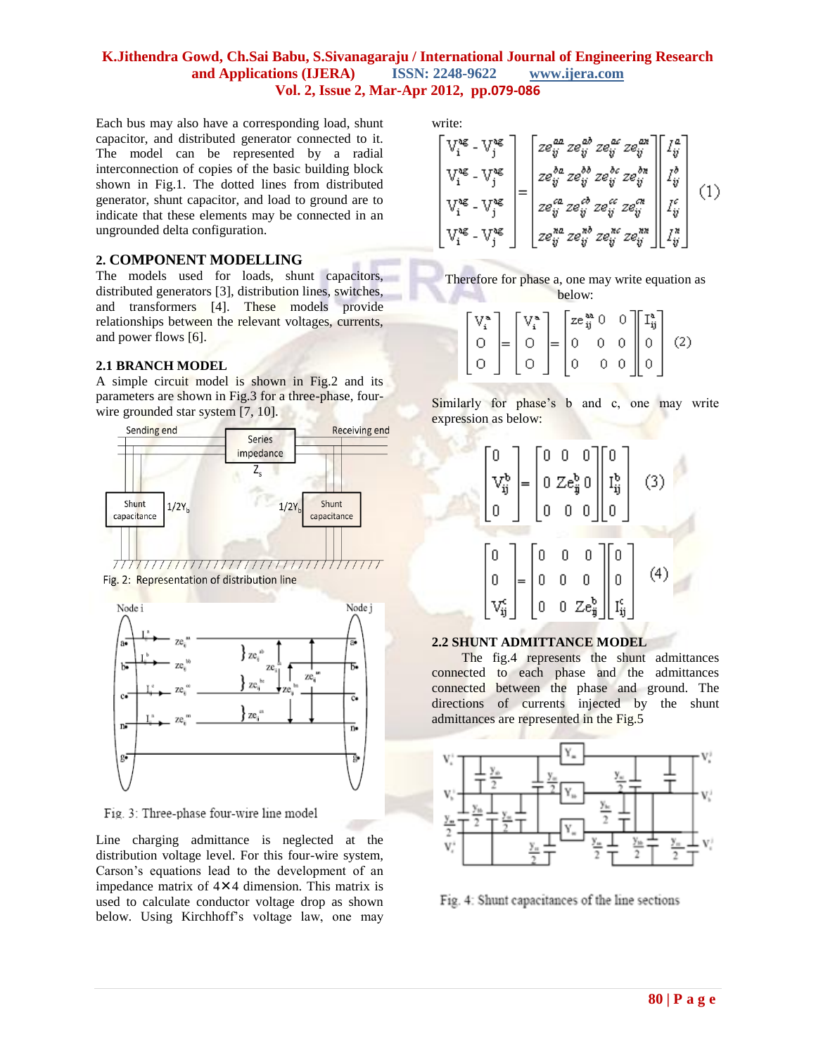Each bus may also have a corresponding load, shunt capacitor, and distributed generator connected to it. The model can be represented by a radial interconnection of copies of the basic building block shown in Fig.1. The dotted lines from distributed generator, shunt capacitor, and load to ground are to indicate that these elements may be connected in an ungrounded delta configuration.

## 2. COMPONENT MODELLING

The models used for loads, shunt capacitors, distributed generators [3], distribution lines, switches, and transformers [4]. These models provide relationships between the relevant voltages, currents, and power flows [6].

### 2.1 BRANCH MODEL

A simple circuit model is shown in Fig.2 and its parameters are shown in Fig.3 for a three-phase, four-wire grounded star system [7, 10].

Fig. 2: Representation of distribution line

Fig. 3: Three-phase four-wire line model

Line charging admittance is neglected at the distribution voltage level. For this four-wire system, Carson's equations lead to the development of an impedance matrix of 4×4 dimension. This matrix is used to calculate conductor voltage drop as shown below. Using Kirchhoff's voltage law, one may write:

$$\begin{bmatrix} V_i^{ag} - V_j^{ag} \\ V_i^{bg} - V_j^{bg} \\ V_i^{cg} - V_j^{cg} \\ V_i^{ng} - V_j^{ng} \end{bmatrix} = \begin{bmatrix} ze_{ij}^{aa} & ze_{ij}^{ab} & ze_{ij}^{ac} & ze_{ij}^{an} \\ ze_{ij}^{ba} & ze_{ij}^{bb} & ze_{ij}^{bc} & ze_{ij}^{bn} \\ ze_{ij}^{ca} & ze_{ij}^{cb} & ze_{ij}^{cc} & ze_{ij}^{cn} \\ ze_{ij}^{na} & ze_{ij}^{nb} & ze_{ij}^{nc} & ze_{ij}^{nn} \end{bmatrix} \begin{bmatrix} I_{ij}^{a} \\ I_{ij}^{b} \\ I_{ij}^{c} \\ I_{ij}^{n} \end{bmatrix} \quad (1)$$

Therefore for phase a, one may write equation as below:

$$\begin{bmatrix} V_i^{a} \\ 0 \\ 0 \end{bmatrix} = \begin{bmatrix} V_i^{a} \\ 0 \\ 0 \end{bmatrix} = \begin{bmatrix} ze_{ij}^{aa} & 0 & 0 \\ 0 & 0 & 0 \\ 0 & 0 & 0 \end{bmatrix} \begin{bmatrix} I_{ij}^{a} \\ 0 \\ 0 \end{bmatrix} \quad (2)$$

Similarly for phase's b and c, one may write expression as below:

$$\begin{bmatrix} 0 \\ V_{ij}^{b} \\ 0 \end{bmatrix} = \begin{bmatrix} 0 & 0 & 0 \\ 0 & Ze_{ij}^{b} & 0 \\ 0 & 0 & 0 \end{bmatrix} \begin{bmatrix} 0 \\ I_{ij}^{b} \\ 0 \end{bmatrix} \quad (3)$$

$$\begin{bmatrix} 0 \\ 0 \\ V_{ij}^{c} \end{bmatrix} = \begin{bmatrix} 0 & 0 & 0 \\ 0 & 0 & 0 \\ 0 & 0 & Ze_{ij}^{b} \end{bmatrix} \begin{bmatrix} 0 \\ 0 \\ I_{ij}^{c} \end{bmatrix} \quad (4)$$

### 2.2 SHUNT ADMITTANCE MODEL

The fig.4 represents the shunt admittances connected to each phase and the admittances connected between the phase and ground. The directions of currents injected by the shunt admittances are represented in the Fig.5

Fig. 4: Shunt capacitances of the line sections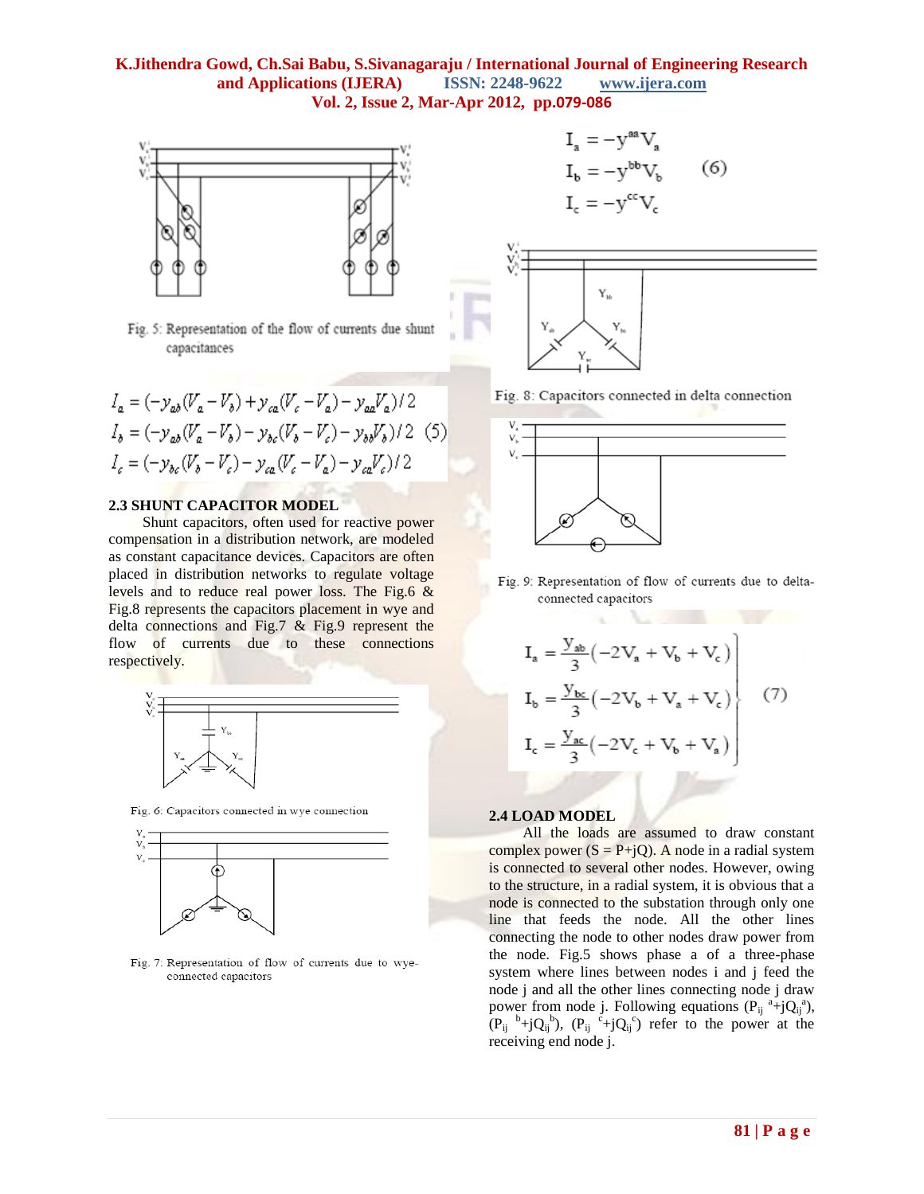Fig. 5: Representation of the flow of currents due shunt capacitances

$$I_a = (-y_{ab}(V_a - V_b) + y_{ca}(V_c - V_a) - y_{aa}V_a)/2$$
$$I_b = (-y_{ab}(V_a - V_b) - y_{bc}(V_b - V_c) - y_{bb}V_b)/2 \quad (5)$$
$$I_c = (-y_{bc}(V_b - V_c) - y_{ca}(V_c - V_a) - y_{ca}V_c)/2$$

### 2.3 SHUNT CAPACITOR MODEL

Shunt capacitors, often used for reactive power compensation in a distribution network, are modeled as constant capacitance devices. Capacitors are often placed in distribution networks to regulate voltage levels and to reduce real power loss. The Fig.6 & Fig.8 represents the capacitors placement in wye and delta connections and Fig.7 & Fig.9 represent the flow of currents due to these connections respectively.

Fig. 6: Capacitors connected in wye connection

Fig. 7: Representation of flow of currents due to wye-connected capacitors

$$I_a = -y^{aa}V_a$$
$$I_b = -y^{bb}V_b \quad (6)$$
$$I_c = -y^{cc}V_c$$

Fig. 8: Capacitors connected in delta connection

Fig. 9: Representation of flow of currents due to delta-connected capacitors

$$\left.\begin{aligned} I_a &= \frac{y_{ab}}{3}(-2V_a + V_b + V_c) \\ I_b &= \frac{y_{bc}}{3}(-2V_b + V_a + V_c) \\ I_c &= \frac{y_{ac}}{3}(-2V_c + V_b + V_a) \end{aligned}\right\} \quad (7)$$

### 2.4 LOAD MODEL

All the loads are assumed to draw constant complex power ($S = P+jQ$). A node in a radial system is connected to several other nodes. However, owing to the structure, in a radial system, it is obvious that a node is connected to the substation through only one line that feeds the node. All the other lines connecting the node to other nodes draw power from the node. Fig.5 shows phase a of a three-phase system where lines between nodes i and j feed the node j and all the other lines connecting node j draw power from node j. Following equations ($P_{ij}^{\ a}+jQ_{ij}^{a}$), ($P_{ij}^{\ b}+jQ_{ij}^{b}$), ($P_{ij}^{\ c}+jQ_{ij}^{c}$) refer to the power at the receiving end node j.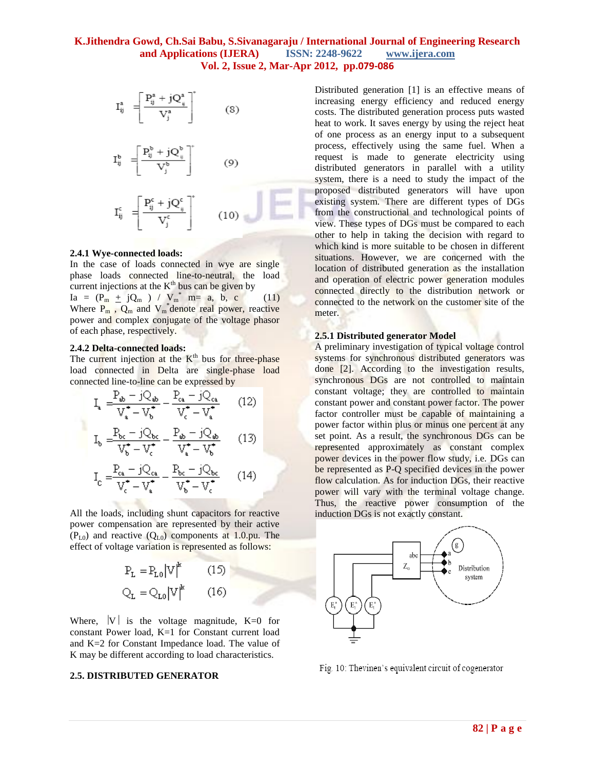$$I_{ij}^{a} = \left[\frac{P_{ij}^{a} + jQ_{ij}^{a}}{V_{j}^{a}}\right]^{*} \quad (8)$$

$$I_{ij}^{b} = \left[\frac{P_{ij}^{b} + jQ_{ij}^{b}}{V_{j}^{b}}\right]^{*} \quad (9)$$

$$I_{ij}^{c} = \left[\frac{P_{ij}^{c} + jQ_{ij}^{c}}{V_{j}^{c}}\right]^{*} \quad (10)$$

### 2.4.1 Wye-connected loads:

In the case of loads connected in wye are single phase loads connected line-to-neutral, the load current injections at the $K^{th}$ bus can be given by

$$Ia = (P_m \pm jQ_m) / V_m^{*} \quad m= a, b, c \quad (11)$$

Where $P_m$ , $Q_m$ and $V_m^{*}$ denote real power, reactive power and complex conjugate of the voltage phasor of each phase, respectively.

### 2.4.2 Delta-connected loads:

The current injection at the $K^{th}$ bus for three-phase load connected in Delta are single-phase load connected line-to-line can be expressed by

$$I_a = \frac{P_{ab} - jQ_{ab}}{V_a^{*} - V_b^{*}} - \frac{P_{ca} - jQ_{ca}}{V_c^{*} - V_a^{*}} \quad (12)$$

$$I_b = \frac{P_{bc} - jQ_{bc}}{V_b^{*} - V_c^{*}} - \frac{P_{ab} - jQ_{ab}}{V_a^{*} - V_b^{*}} \quad (13)$$

$$I_c = \frac{P_{ca} - jQ_{ca}}{V_c^{*} - V_a^{*}} - \frac{P_{bc} - jQ_{bc}}{V_b^{*} - V_c^{*}} \quad (14)$$

All the loads, including shunt capacitors for reactive power compensation are represented by their active ($P_{L0}$) and reactive ($Q_{L0}$) components at 1.0.pu. The effect of voltage variation is represented as follows:

$$P_L = P_{L0}|V|^{k} \quad (15)$$

$$Q_L = Q_{L0}|V|^{k} \quad (16)$$

Where, $|V|$ is the voltage magnitude, K=0 for constant Power load, K=1 for Constant current load and K=2 for Constant Impedance load. The value of K may be different according to load characteristics.

## 2.5. DISTRIBUTED GENERATOR

Distributed generation [1] is an effective means of increasing energy efficiency and reduced energy costs. The distributed generation process puts wasted heat to work. It saves energy by using the reject heat of one process as an energy input to a subsequent process, effectively using the same fuel. When a request is made to generate electricity using distributed generators in parallel with a utility system, there is a need to study the impact of the proposed distributed generators will have upon existing system. There are different types of DGs from the constructional and technological points of view. These types of DGs must be compared to each other to help in taking the decision with regard to which kind is more suitable to be chosen in different situations. However, we are concerned with the location of distributed generation as the installation and operation of electric power generation modules connected directly to the distribution network or connected to the network on the customer site of the meter.

### 2.5.1 Distributed generator Model

A preliminary investigation of typical voltage control systems for synchronous distributed generators was done [2]. According to the investigation results, synchronous DGs are not controlled to maintain constant voltage; they are controlled to maintain constant power and constant power factor. The power factor controller must be capable of maintaining a power factor within plus or minus one percent at any set point. As a result, the synchronous DGs can be represented approximately as constant complex power devices in the power flow study, i.e. DGs can be represented as P-Q specified devices in the power flow calculation. As for induction DGs, their reactive power will vary with the terminal voltage change. Thus, the reactive power consumption of the induction DGs is not exactly constant.

Fig. 10: Thevinen's equivalent circuit of cogenerator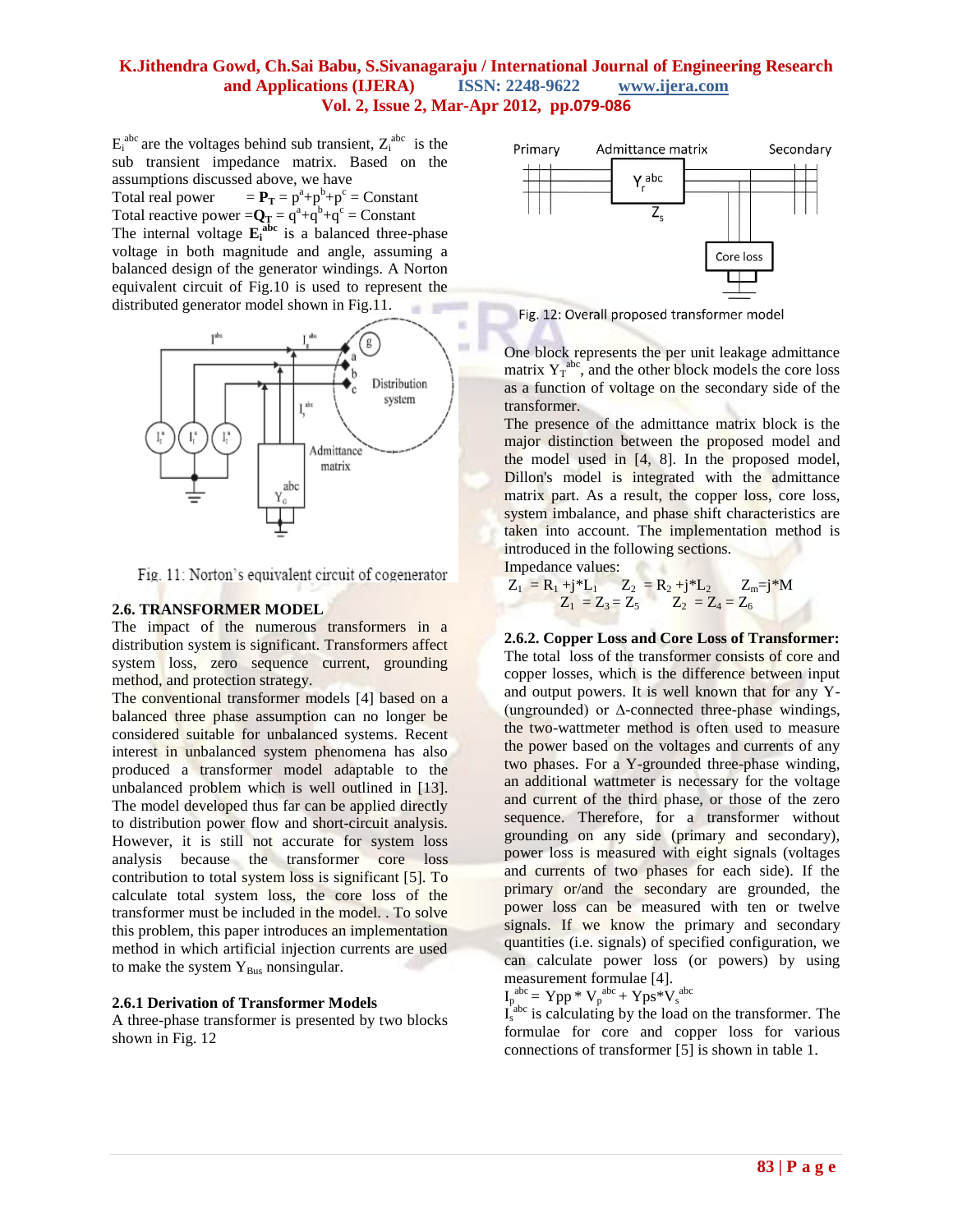$E_i^{abc}$ are the voltages behind sub transient, $Z_i^{abc}$ is the sub transient impedance matrix. Based on the assumptions discussed above, we have

Total real power $= \mathbf{P_T} = p^a+p^b+p^c$ = Constant

Total reactive power $=\mathbf{Q_T} = q^a+q^b+q^c$ = Constant

The internal voltage $\mathbf{E_i^{abc}}$ is a balanced three-phase voltage in both magnitude and angle, assuming a balanced design of the generator windings. A Norton equivalent circuit of Fig.10 is used to represent the distributed generator model shown in Fig.11.

Fig. 11: Norton's equivalent circuit of cogenerator

### 2.6. TRANSFORMER MODEL

The impact of the numerous transformers in a distribution system is significant. Transformers affect system loss, zero sequence current, grounding method, and protection strategy.

The conventional transformer models [4] based on a balanced three phase assumption can no longer be considered suitable for unbalanced systems. Recent interest in unbalanced system phenomena has also produced a transformer model adaptable to the unbalanced problem which is well outlined in [13]. The model developed thus far can be applied directly to distribution power flow and short-circuit analysis. However, it is still not accurate for system loss analysis because the transformer core loss contribution to total system loss is significant [5]. To calculate total system loss, the core loss of the transformer must be included in the model. . To solve this problem, this paper introduces an implementation method in which artificial injection currents are used to make the system $Y_{Bus}$ nonsingular.

#### 2.6.1 Derivation of Transformer Models

A three-phase transformer is presented by two blocks shown in Fig. 12

Fig. 12: Overall proposed transformer model

One block represents the per unit leakage admittance matrix $Y_T^{abc}$, and the other block models the core loss as a function of voltage on the secondary side of the transformer.

The presence of the admittance matrix block is the major distinction between the proposed model and the model used in [4, 8]. In the proposed model, Dillon's model is integrated with the admittance matrix part. As a result, the copper loss, core loss, system imbalance, and phase shift characteristics are taken into account. The implementation method is introduced in the following sections.

Impedance values:

$Z_1 = R_1 + j*L_1 \qquad Z_2 = R_2 + j*L_2 \qquad Z_m = j*M$

$Z_1 = Z_3 = Z_5 \qquad Z_2 = Z_4 = Z_6$

#### 2.6.2. Copper Loss and Core Loss of Transformer:

The total loss of the transformer consists of core and copper losses, which is the difference between input and output powers. It is well known that for any Y-(ungrounded) or Δ-connected three-phase windings, the two-wattmeter method is often used to measure the power based on the voltages and currents of any two phases. For a Y-grounded three-phase winding, an additional wattmeter is necessary for the voltage and current of the third phase, or those of the zero sequence. Therefore, for a transformer without grounding on any side (primary and secondary), power loss is measured with eight signals (voltages and currents of two phases for each side). If the primary or/and the secondary are grounded, the power loss can be measured with ten or twelve signals. If we know the primary and secondary quantities (i.e. signals) of specified configuration, we can calculate power loss (or powers) by using measurement formulae [4].

$I_p^{abc} = Ypp * V_p^{abc} + Yps*V_s^{abc}$

$I_s^{abc}$ is calculating by the load on the transformer. The formulae for core and copper loss for various connections of transformer [5] is shown in table 1.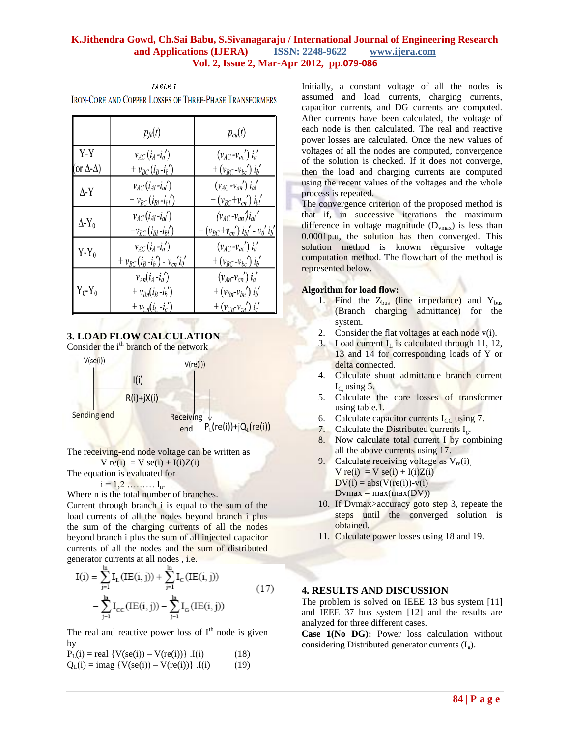TABLE 1

IRON-CORE AND COPPER LOSSES OF THREE-PHASE TRANSFORMERS

| | $p_{fe}(t)$ | $p_{cu}(t)$ |
|---|---|---|
| Y-Y (or Δ-Δ) | $v_{AC}(i_A - i_a') + v_{BC}(i_B - i_b')$ | $(v_{AC} - v_{ac}')\, i_a' + (v_{BC} - v_{bc}')\, i_b'$ |
| Δ-Y | $v_{AC}(i_{Al} - i_{al}') + v_{BC}(i_{Bl} - i_{bl}')$ | $(v_{AC} - v_{an}')\, i_{al}' + (v_{BC} + v_{cn}')\, i_{bl}'$ |
| Δ-$Y_0$ | $v_{AC}(i_{Al} - i_{al}') + v_{BC}(i_{Bl} - i_{bl}')$ | $(v_{AC} - v_{an}')\, i_{al}' + (v_{BC} + v_{cn}')\, i_{bl}' - v_0'\, i_b'$ |
| Y-$Y_0$ | $v_{AC}(i_A - i_a') + v_{BC}(i_B - i_b') - v_{cn}'\, i_0'$ | $(v_{AC} - v_{ac}')\, i_a' + (v_{BC} - v_{bc}')\, i_b'$ |
| $Y_0$-$Y_0$ | $v_{An}(i_A - i_a') + v_{Bn}(i_B - i_b') + v_{Cn}(i_C - i_c')$ | $(v_{An} - v_{an}')\, i_a' + (v_{Bn} - v_{bn}')\, i_b' + (v_{Cn} - v_{cn}')\, i_c'$ |

## 3. LOAD FLOW CALCULATION

Consider the i[th] branch of the network

V(se(i)) — I(i) — R(i)+jX(i) — V(re(i))

Sending end — Receiving end — $P_L(re(i))+jQ_L(re(i))$

The receiving-end node voltage can be written as

$$V\,re(i) = V\,se(i) + I(i)Z(i)$$

The equation is evaluated for

$$i = 1,2 \ldots\ldots\ l_n.$$

Where n is the total number of branches.

Current through branch i is equal to the sum of the load currents of all the nodes beyond branch i plus the sum of the charging currents of all the nodes beyond branch i plus the sum of all injected capacitor currents of all the nodes and the sum of distributed generator currents at all nodes , i.e.

$$I(i) = \sum_{j=1}^{ln} I_L(IE(i,j)) + \sum_{j=1}^{ln} I_C(IE(i,j)) - \sum_{j=1}^{ln} I_{CC}(IE(i,j)) - \sum_{j=1}^{ln} I_G(IE(i,j)) \qquad (17)$$

The real and reactive power loss of I[th] node is given by

$$P_L(i) = \text{real}\,\{V(se(i)) - V(re(i))\}\,.I(i) \qquad (18)$$

$$Q_L(i) = \text{imag}\,\{V(se(i)) - V(re(i))\}\,.I(i) \qquad (19)$$

Initially, a constant voltage of all the nodes is assumed and load currents, charging currents, capacitor currents, and DG currents are computed. After currents have been calculated, the voltage of each node is then calculated. The real and reactive power losses are calculated. Once the new values of voltages of all the nodes are computed, convergence of the solution is checked. If it does not converge, then the load and charging currents are computed using the recent values of the voltages and the whole process is repeated.

The convergence criterion of the proposed method is that if, in successive iterations the maximum difference in voltage magnitude ($D_{vmax}$) is less than 0.0001p.u, the solution has then converged. This solution method is known recursive voltage computation method. The flowchart of the method is represented below.

**Algorithm for load flow:**

1. Find the $Z_{bus}$ (line impedance) and $Y_{bus}$ (Branch charging admittance) for the system.
2. Consider the flat voltages at each node v(i).
3. Load current $I_L$ is calculated through 11, 12, 13 and 14 for corresponding loads of Y or delta connected.
4. Calculate shunt admittance branch current $I_C$ using 5.
5. Calculate the core losses of transformer using table.1.
6. Calculate capacitor currents $I_{CC}$ using 7.
7. Calculate the Distributed currents $I_g$.
8. Now calculate total current I by combining all the above currents using 17.
9. Calculate receiving voltage as $V_{re}(i)$,
   V re(i) = V se(i) + I(i)Z(i)
   DV(i) = abs(V(re(i))-v(i))
   Dvmax = max(max(DV))
10. If Dvmax>accuracy goto step 3, repeate the steps until the converged solution is obtained.
11. Calculate power losses using 18 and 19.

## 4. RESULTS AND DISCUSSION

The problem is solved on IEEE 13 bus system [11] and IEEE 37 bus system [12] and the results are analyzed for three different cases.

**Case 1(No DG):** Power loss calculation without considering Distributed generator currents ($I_g$).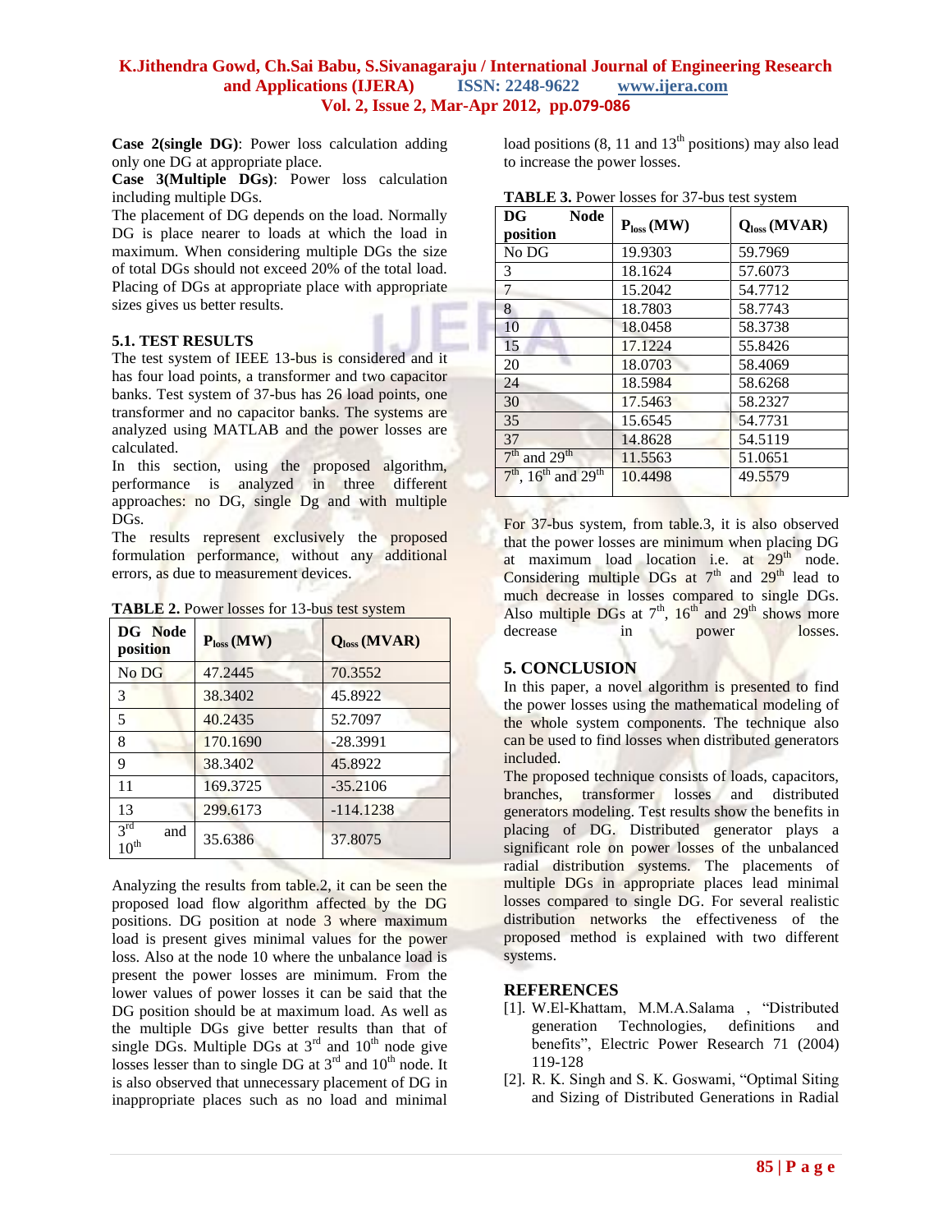**Case 2(single DG)**: Power loss calculation adding only one DG at appropriate place.

**Case 3(Multiple DGs)**: Power loss calculation including multiple DGs.

The placement of DG depends on the load. Normally DG is place nearer to loads at which the load in maximum. When considering multiple DGs the size of total DGs should not exceed 20% of the total load. Placing of DGs at appropriate place with appropriate sizes gives us better results.

### 5.1. TEST RESULTS

The test system of IEEE 13-bus is considered and it has four load points, a transformer and two capacitor banks. Test system of 37-bus has 26 load points, one transformer and no capacitor banks. The systems are analyzed using MATLAB and the power losses are calculated.

In this section, using the proposed algorithm, performance is analyzed in three different approaches: no DG, single Dg and with multiple DGs.

The results represent exclusively the proposed formulation performance, without any additional errors, as due to measurement devices.

**TABLE 2.** Power losses for 13-bus test system

| DG Node position | $P_{loss}$ (MW) | $Q_{loss}$ (MVAR) |
|---|---|---|
| No DG | 47.2445 | 70.3552 |
| 3 | 38.3402 | 45.8922 |
| 5 | 40.2435 | 52.7097 |
| 8 | 170.1690 | -28.3991 |
| 9 | 38.3402 | 45.8922 |
| 11 | 169.3725 | -35.2106 |
| 13 | 299.6173 | -114.1238 |
| 3rd and 10th | 35.6386 | 37.8075 |

Analyzing the results from table.2, it can be seen the proposed load flow algorithm affected by the DG positions. DG position at node 3 where maximum load is present gives minimal values for the power loss. Also at the node 10 where the unbalance load is present the power losses are minimum. From the lower values of power losses it can be said that the DG position should be at maximum load. As well as the multiple DGs give better results than that of single DGs. Multiple DGs at 3rd and 10th node give losses lesser than to single DG at 3rd and 10th node. It is also observed that unnecessary placement of DG in inappropriate places such as no load and minimal load positions (8, 11 and 13th positions) may also lead to increase the power losses.

**TABLE 3.** Power losses for 37-bus test system

| DG Node position | $P_{loss}$ (MW) | $Q_{loss}$ (MVAR) |
|---|---|---|
| No DG | 19.9303 | 59.7969 |
| 3 | 18.1624 | 57.6073 |
| 7 | 15.2042 | 54.7712 |
| 8 | 18.7803 | 58.7743 |
| 10 | 18.0458 | 58.3738 |
| 15 | 17.1224 | 55.8426 |
| 20 | 18.0703 | 58.4069 |
| 24 | 18.5984 | 58.6268 |
| 30 | 17.5463 | 58.2327 |
| 35 | 15.6545 | 54.7731 |
| 37 | 14.8628 | 54.5119 |
| 7th and 29th | 11.5563 | 51.0651 |
| 7th, 16th and 29th | 10.4498 | 49.5579 |

For 37-bus system, from table.3, it is also observed that the power losses are minimum when placing DG at maximum load location i.e. at 29th node. Considering multiple DGs at 7th and 29th lead to much decrease in losses compared to single DGs. Also multiple DGs at 7th, 16th and 29th shows more decrease in power losses.

## 5. CONCLUSION

In this paper, a novel algorithm is presented to find the power losses using the mathematical modeling of the whole system components. The technique also can be used to find losses when distributed generators included.

The proposed technique consists of loads, capacitors, branches, transformer losses and distributed generators modeling. Test results show the benefits in placing of DG. Distributed generator plays a significant role on power losses of the unbalanced radial distribution systems. The placements of multiple DGs in appropriate places lead minimal losses compared to single DG. For several realistic distribution networks the effectiveness of the proposed method is explained with two different systems.

## REFERENCES

[1]. W.El-Khattam, M.M.A.Salama , "Distributed generation Technologies, definitions and benefits", Electric Power Research 71 (2004) 119-128

[2]. R. K. Singh and S. K. Goswami, "Optimal Siting and Sizing of Distributed Generations in Radial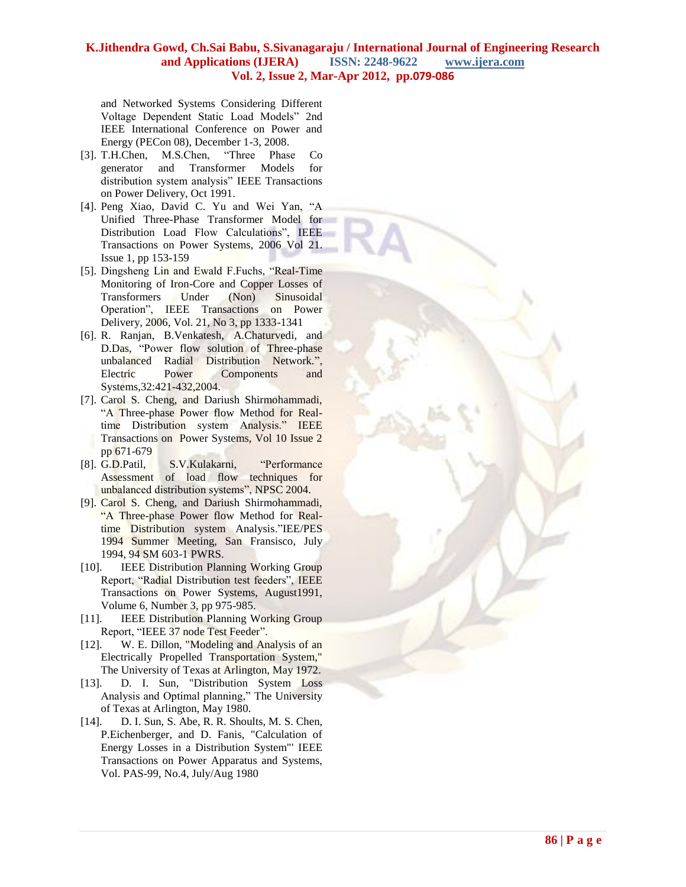and Networked Systems Considering Different Voltage Dependent Static Load Models" 2nd IEEE International Conference on Power and Energy (PECon 08), December 1-3, 2008.

[3]. T.H.Chen, M.S.Chen, "Three Phase Co generator and Transformer Models for distribution system analysis" IEEE Transactions on Power Delivery, Oct 1991.

[4]. Peng Xiao, David C. Yu and Wei Yan, "A Unified Three-Phase Transformer Model for Distribution Load Flow Calculations", IEEE Transactions on Power Systems, 2006 Vol 21. Issue 1, pp 153-159

[5]. Dingsheng Lin and Ewald F.Fuchs, "Real-Time Monitoring of Iron-Core and Copper Losses of Transformers Under (Non) Sinusoidal Operation", IEEE Transactions on Power Delivery, 2006, Vol. 21, No 3, pp 1333-1341

[6]. R. Ranjan, B.Venkatesh, A.Chaturvedi, and D.Das, "Power flow solution of Three-phase unbalanced Radial Distribution Network.", Electric Power Components and Systems,32:421-432,2004.

[7]. Carol S. Cheng, and Dariush Shirmohammadi, "A Three-phase Power flow Method for Real-time Distribution system Analysis." IEEE Transactions on Power Systems, Vol 10 Issue 2 pp 671-679

[8]. G.D.Patil, S.V.Kulakarni, "Performance Assessment of load flow techniques for unbalanced distribution systems", NPSC 2004.

[9]. Carol S. Cheng, and Dariush Shirmohammadi, "A Three-phase Power flow Method for Real-time Distribution system Analysis."IEE/PES 1994 Summer Meeting, San Fransisco, July 1994, 94 SM 603-1 PWRS.

[10]. IEEE Distribution Planning Working Group Report, "Radial Distribution test feeders", IEEE Transactions on Power Systems, August1991, Volume 6, Number 3, pp 975-985.

[11]. IEEE Distribution Planning Working Group Report, "IEEE 37 node Test Feeder".

[12]. W. E. Dillon, "Modeling and Analysis of an Electrically Propelled Transportation System," The University of Texas at Arlington, May 1972.

[13]. D. I. Sun, "Distribution System Loss Analysis and Optimal planning," The University of Texas at Arlington, May 1980.

[14]. D. I. Sun, S. Abe, R. R. Shoults, M. S. Chen, P.Eichenberger, and D. Fanis, "Calculation of Energy Losses in a Distribution System"' IEEE Transactions on Power Apparatus and Systems, Vol. PAS-99, No.4, July/Aug 1980